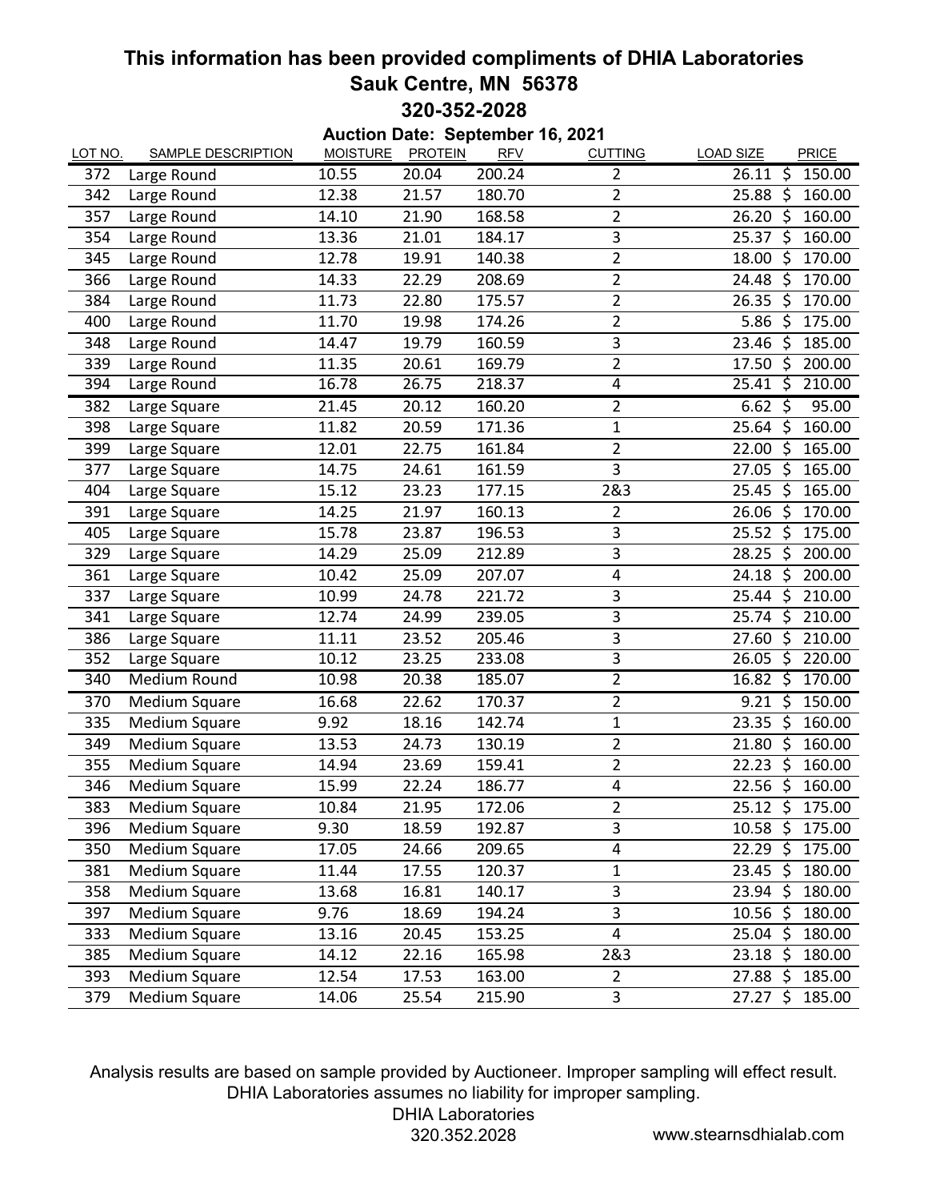# This information has been provided compliments of DHIA Laboratories

## Sauk Centre, MN 56378

## 320-352-2028

**Auction Date: September 16, 2021**

| LOT NO. | SAMPLE DESCRIPTION | MOISTURE | PROTEIN | RFV | CUTTING | LOAD SIZE | PRICE |
|---|---|---|---|---|---|---|---|
| 372 | Large Round | 10.55 | 20.04 | 200.24 | 2 | 26.11 | $ 150.00 |
| 342 | Large Round | 12.38 | 21.57 | 180.70 | 2 | 25.88 | $ 160.00 |
| 357 | Large Round | 14.10 | 21.90 | 168.58 | 2 | 26.20 | $ 160.00 |
| 354 | Large Round | 13.36 | 21.01 | 184.17 | 3 | 25.37 | $ 160.00 |
| 345 | Large Round | 12.78 | 19.91 | 140.38 | 2 | 18.00 | $ 170.00 |
| 366 | Large Round | 14.33 | 22.29 | 208.69 | 2 | 24.48 | $ 170.00 |
| 384 | Large Round | 11.73 | 22.80 | 175.57 | 2 | 26.35 | $ 170.00 |
| 400 | Large Round | 11.70 | 19.98 | 174.26 | 2 | 5.86 | $ 175.00 |
| 348 | Large Round | 14.47 | 19.79 | 160.59 | 3 | 23.46 | $ 185.00 |
| 339 | Large Round | 11.35 | 20.61 | 169.79 | 2 | 17.50 | $ 200.00 |
| 394 | Large Round | 16.78 | 26.75 | 218.37 | 4 | 25.41 | $ 210.00 |
| 382 | Large Square | 21.45 | 20.12 | 160.20 | 2 | 6.62 | $ 95.00 |
| 398 | Large Square | 11.82 | 20.59 | 171.36 | 1 | 25.64 | $ 160.00 |
| 399 | Large Square | 12.01 | 22.75 | 161.84 | 2 | 22.00 | $ 165.00 |
| 377 | Large Square | 14.75 | 24.61 | 161.59 | 3 | 27.05 | $ 165.00 |
| 404 | Large Square | 15.12 | 23.23 | 177.15 | 2&3 | 25.45 | $ 165.00 |
| 391 | Large Square | 14.25 | 21.97 | 160.13 | 2 | 26.06 | $ 170.00 |
| 405 | Large Square | 15.78 | 23.87 | 196.53 | 3 | 25.52 | $ 175.00 |
| 329 | Large Square | 14.29 | 25.09 | 212.89 | 3 | 28.25 | $ 200.00 |
| 361 | Large Square | 10.42 | 25.09 | 207.07 | 4 | 24.18 | $ 200.00 |
| 337 | Large Square | 10.99 | 24.78 | 221.72 | 3 | 25.44 | $ 210.00 |
| 341 | Large Square | 12.74 | 24.99 | 239.05 | 3 | 25.74 | $ 210.00 |
| 386 | Large Square | 11.11 | 23.52 | 205.46 | 3 | 27.60 | $ 210.00 |
| 352 | Large Square | 10.12 | 23.25 | 233.08 | 3 | 26.05 | $ 220.00 |
| 340 | Medium Round | 10.98 | 20.38 | 185.07 | 2 | 16.82 | $ 170.00 |
| 370 | Medium Square | 16.68 | 22.62 | 170.37 | 2 | 9.21 | $ 150.00 |
| 335 | Medium Square | 9.92 | 18.16 | 142.74 | 1 | 23.35 | $ 160.00 |
| 349 | Medium Square | 13.53 | 24.73 | 130.19 | 2 | 21.80 | $ 160.00 |
| 355 | Medium Square | 14.94 | 23.69 | 159.41 | 2 | 22.23 | $ 160.00 |
| 346 | Medium Square | 15.99 | 22.24 | 186.77 | 4 | 22.56 | $ 160.00 |
| 383 | Medium Square | 10.84 | 21.95 | 172.06 | 2 | 25.12 | $ 175.00 |
| 396 | Medium Square | 9.30 | 18.59 | 192.87 | 3 | 10.58 | $ 175.00 |
| 350 | Medium Square | 17.05 | 24.66 | 209.65 | 4 | 22.29 | $ 175.00 |
| 381 | Medium Square | 11.44 | 17.55 | 120.37 | 1 | 23.45 | $ 180.00 |
| 358 | Medium Square | 13.68 | 16.81 | 140.17 | 3 | 23.94 | $ 180.00 |
| 397 | Medium Square | 9.76 | 18.69 | 194.24 | 3 | 10.56 | $ 180.00 |
| 333 | Medium Square | 13.16 | 20.45 | 153.25 | 4 | 25.04 | $ 180.00 |
| 385 | Medium Square | 14.12 | 22.16 | 165.98 | 2&3 | 23.18 | $ 180.00 |
| 393 | Medium Square | 12.54 | 17.53 | 163.00 | 2 | 27.88 | $ 185.00 |
| 379 | Medium Square | 14.06 | 25.54 | 215.90 | 3 | 27.27 | $ 185.00 |

Analysis results are based on sample provided by Auctioneer. Improper sampling will effect result. DHIA Laboratories assumes no liability for improper sampling.

DHIA Laboratories
320.352.2028

www.stearnsdhialab.com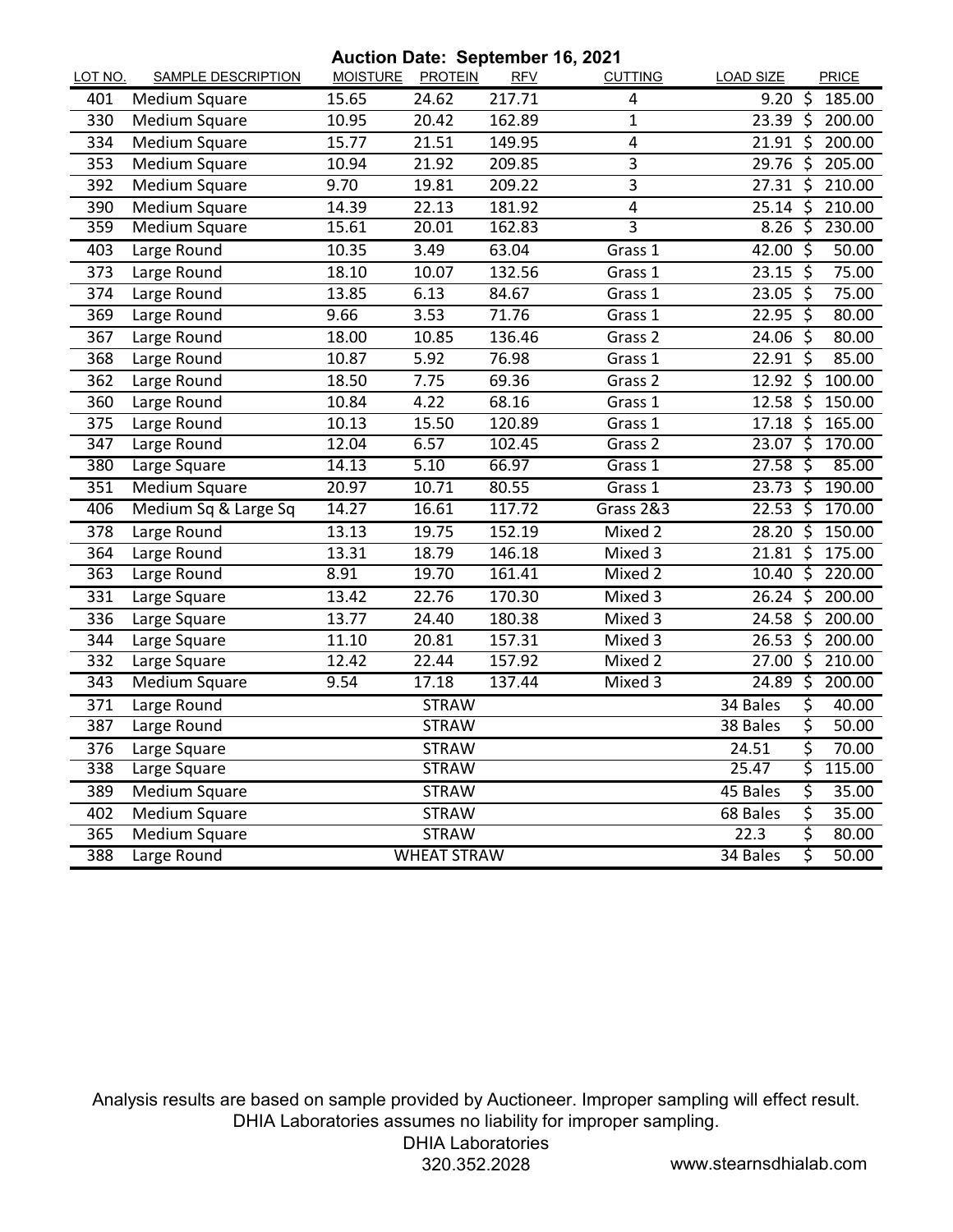**Auction Date: September 16, 2021**

| LOT NO. | SAMPLE DESCRIPTION | MOISTURE | PROTEIN | RFV | CUTTING | LOAD SIZE | PRICE |
|---|---|---|---|---|---|---|---|
| 401 | Medium Square | 15.65 | 24.62 | 217.71 | 4 | 9.20 | $ 185.00 |
| 330 | Medium Square | 10.95 | 20.42 | 162.89 | 1 | 23.39 | $ 200.00 |
| 334 | Medium Square | 15.77 | 21.51 | 149.95 | 4 | 21.91 | $ 200.00 |
| 353 | Medium Square | 10.94 | 21.92 | 209.85 | 3 | 29.76 | $ 205.00 |
| 392 | Medium Square | 9.70 | 19.81 | 209.22 | 3 | 27.31 | $ 210.00 |
| 390 | Medium Square | 14.39 | 22.13 | 181.92 | 4 | 25.14 | $ 210.00 |
| 359 | Medium Square | 15.61 | 20.01 | 162.83 | 3 | 8.26 | $ 230.00 |
| 403 | Large Round | 10.35 | 3.49 | 63.04 | Grass 1 | 42.00 | $ 50.00 |
| 373 | Large Round | 18.10 | 10.07 | 132.56 | Grass 1 | 23.15 | $ 75.00 |
| 374 | Large Round | 13.85 | 6.13 | 84.67 | Grass 1 | 23.05 | $ 75.00 |
| 369 | Large Round | 9.66 | 3.53 | 71.76 | Grass 1 | 22.95 | $ 80.00 |
| 367 | Large Round | 18.00 | 10.85 | 136.46 | Grass 2 | 24.06 | $ 80.00 |
| 368 | Large Round | 10.87 | 5.92 | 76.98 | Grass 1 | 22.91 | $ 85.00 |
| 362 | Large Round | 18.50 | 7.75 | 69.36 | Grass 2 | 12.92 | $ 100.00 |
| 360 | Large Round | 10.84 | 4.22 | 68.16 | Grass 1 | 12.58 | $ 150.00 |
| 375 | Large Round | 10.13 | 15.50 | 120.89 | Grass 1 | 17.18 | $ 165.00 |
| 347 | Large Round | 12.04 | 6.57 | 102.45 | Grass 2 | 23.07 | $ 170.00 |
| 380 | Large Square | 14.13 | 5.10 | 66.97 | Grass 1 | 27.58 | $ 85.00 |
| 351 | Medium Square | 20.97 | 10.71 | 80.55 | Grass 1 | 23.73 | $ 190.00 |
| 406 | Medium Sq & Large Sq | 14.27 | 16.61 | 117.72 | Grass 2&3 | 22.53 | $ 170.00 |
| 378 | Large Round | 13.13 | 19.75 | 152.19 | Mixed 2 | 28.20 | $ 150.00 |
| 364 | Large Round | 13.31 | 18.79 | 146.18 | Mixed 3 | 21.81 | $ 175.00 |
| 363 | Large Round | 8.91 | 19.70 | 161.41 | Mixed 2 | 10.40 | $ 220.00 |
| 331 | Large Square | 13.42 | 22.76 | 170.30 | Mixed 3 | 26.24 | $ 200.00 |
| 336 | Large Square | 13.77 | 24.40 | 180.38 | Mixed 3 | 24.58 | $ 200.00 |
| 344 | Large Square | 11.10 | 20.81 | 157.31 | Mixed 3 | 26.53 | $ 200.00 |
| 332 | Large Square | 12.42 | 22.44 | 157.92 | Mixed 2 | 27.00 | $ 210.00 |
| 343 | Medium Square | 9.54 | 17.18 | 137.44 | Mixed 3 | 24.89 | $ 200.00 |
| 371 | Large Round | | STRAW | | | 34 Bales | $ 40.00 |
| 387 | Large Round | | STRAW | | | 38 Bales | $ 50.00 |
| 376 | Large Square | | STRAW | | | 24.51 | $ 70.00 |
| 338 | Large Square | | STRAW | | | 25.47 | $ 115.00 |
| 389 | Medium Square | | STRAW | | | 45 Bales | $ 35.00 |
| 402 | Medium Square | | STRAW | | | 68 Bales | $ 35.00 |
| 365 | Medium Square | | STRAW | | | 22.3 | $ 80.00 |
| 388 | Large Round | | WHEAT STRAW | | | 34 Bales | $ 50.00 |

Analysis results are based on sample provided by Auctioneer. Improper sampling will effect result.
DHIA Laboratories assumes no liability for improper sampling.

DHIA Laboratories
320.352.2028 www.stearnsdhialab.com